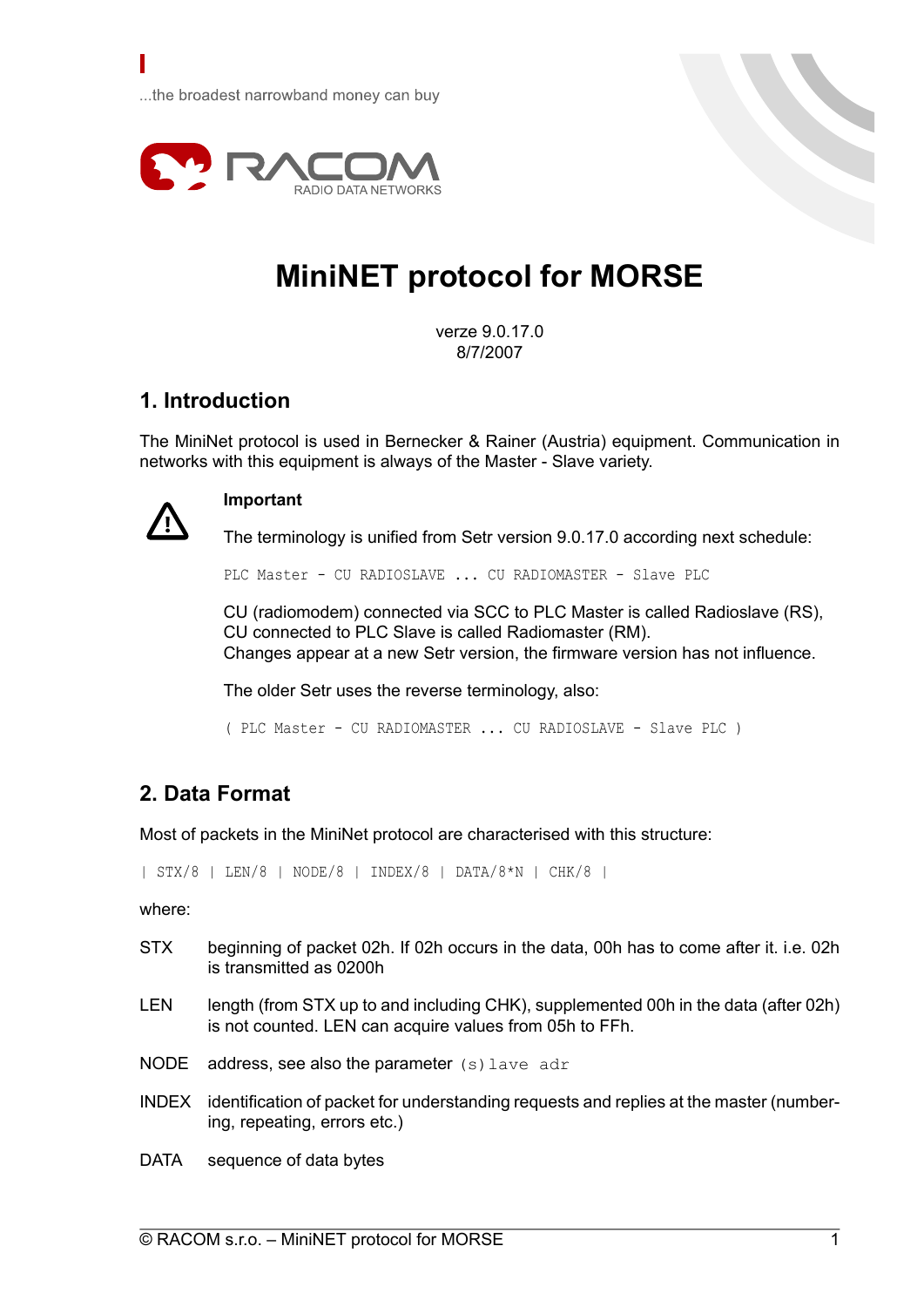...the broadest narrowband money can buy

RACOM
RADIO DATA NETWORKS

# MiniNET protocol for MORSE

verze 9.0.17.0
8/7/2007

## 1. Introduction

The MiniNet protocol is used in Bernecker & Rainer (Austria) equipment. Communication in networks with this equipment is always of the Master - Slave variety.

> **Important**
>
> The terminology is unified from Setr version 9.0.17.0 according next schedule:
>
> ```
> PLC Master - CU RADIOSLAVE ... CU RADIOMASTER - Slave PLC
> ```
>
> CU (radiomodem) connected via SCC to PLC Master is called Radioslave (RS),
> CU connected to PLC Slave is called Radiomaster (RM).
> Changes appear at a new Setr version, the firmware version has not influence.
>
> The older Setr uses the reverse terminology, also:
>
> ```
> ( PLC Master - CU RADIOMASTER ... CU RADIOSLAVE - Slave PLC )
> ```

## 2. Data Format

Most of packets in the MiniNet protocol are characterised with this structure:

```
| STX/8 | LEN/8 | NODE/8 | INDEX/8 | DATA/8*N | CHK/8 |
```

where:

STX
: beginning of packet 02h. If 02h occurs in the data, 00h has to come after it. i.e. 02h is transmitted as 0200h

LEN
: length (from STX up to and including CHK), supplemented 00h in the data (after 02h) is not counted. LEN can acquire values from 05h to FFh.

NODE
: address, see also the parameter `(s)lave adr`

INDEX
: identification of packet for understanding requests and replies at the master (numbering, repeating, errors etc.)

DATA
: sequence of data bytes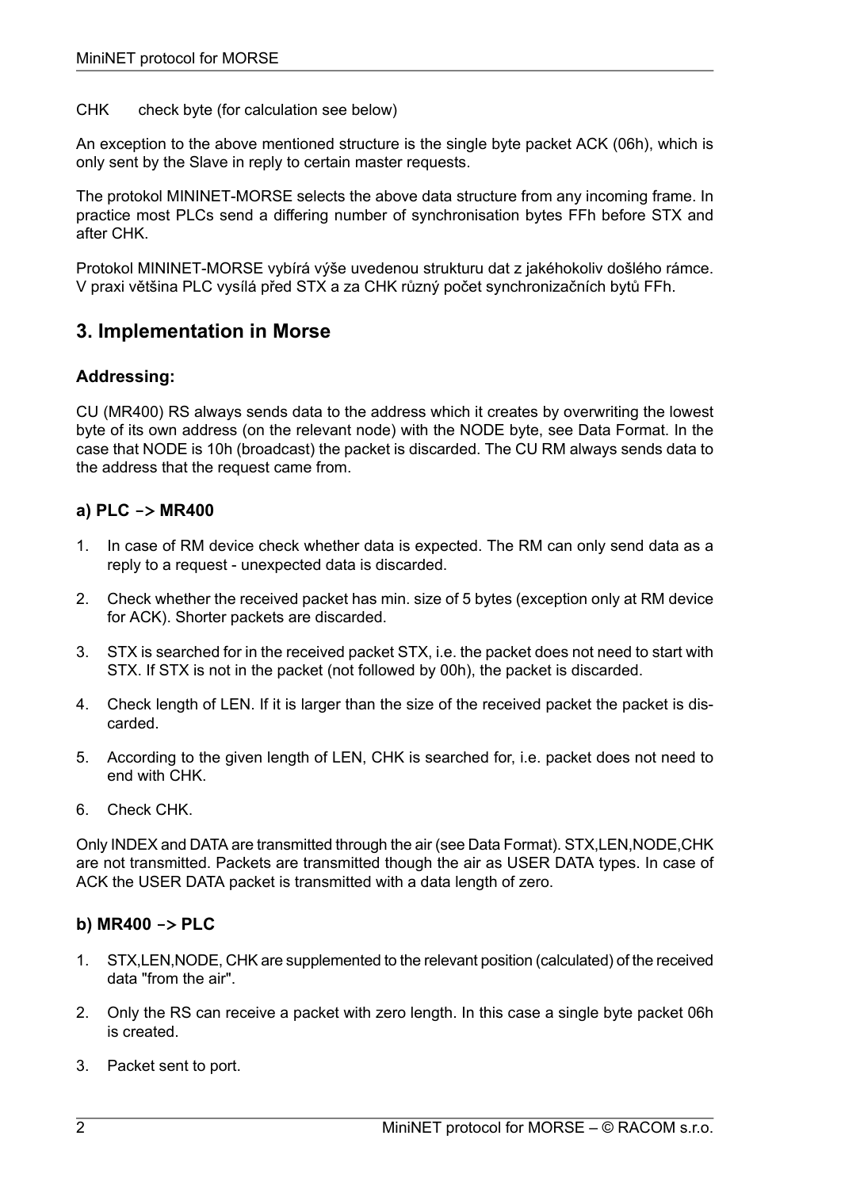CHK check byte (for calculation see below)

An exception to the above mentioned structure is the single byte packet ACK (06h), which is only sent by the Slave in reply to certain master requests.

The protokol MININET-MORSE selects the above data structure from any incoming frame. In practice most PLCs send a differing number of synchronisation bytes FFh before STX and after CHK.

Protokol MININET-MORSE vybírá výše uvedenou strukturu dat z jakéhokoliv došlého rámce. V praxi většina PLC vysílá před STX a za CHK různý počet synchronizačních bytů FFh.

## 3. Implementation in Morse

### Addressing:

CU (MR400) RS always sends data to the address which it creates by overwriting the lowest byte of its own address (on the relevant node) with the NODE byte, see Data Format. In the case that NODE is 10h (broadcast) the packet is discarded. The CU RM always sends data to the address that the request came from.

### a) PLC –> MR400

1. In case of RM device check whether data is expected. The RM can only send data as a reply to a request - unexpected data is discarded.
2. Check whether the received packet has min. size of 5 bytes (exception only at RM device for ACK). Shorter packets are discarded.
3. STX is searched for in the received packet STX, i.e. the packet does not need to start with STX. If STX is not in the packet (not followed by 00h), the packet is discarded.
4. Check length of LEN. If it is larger than the size of the received packet the packet is discarded.
5. According to the given length of LEN, CHK is searched for, i.e. packet does not need to end with CHK.
6. Check CHK.

Only INDEX and DATA are transmitted through the air (see Data Format). STX,LEN,NODE,CHK are not transmitted. Packets are transmitted though the air as USER DATA types. In case of ACK the USER DATA packet is transmitted with a data length of zero.

### b) MR400 –> PLC

1. STX,LEN,NODE, CHK are supplemented to the relevant position (calculated) of the received data "from the air".
2. Only the RS can receive a packet with zero length. In this case a single byte packet 06h is created.
3. Packet sent to port.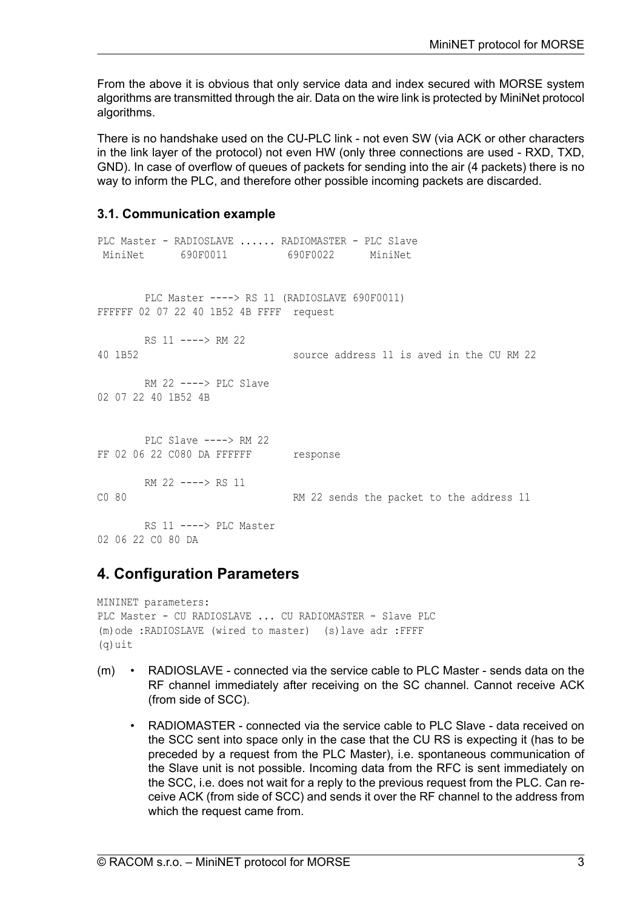From the above it is obvious that only service data and index secured with MORSE system algorithms are transmitted through the air. Data on the wire link is protected by MiniNet protocol algorithms.

There is no handshake used on the CU-PLC link - not even SW (via ACK or other characters in the link layer of the protocol) not even HW (only three connections are used - RXD, TXD, GND). In case of overflow of queues of packets for sending into the air (4 packets) there is no way to inform the PLC, and therefore other possible incoming packets are discarded.

### 3.1. Communication example

```
PLC Master - RADIOSLAVE ...... RADIOMASTER - PLC Slave
 MiniNet      690F0011          690F0022      MiniNet


        PLC Master ----> RS 11 (RADIOSLAVE 690F0011)
FFFFFF 02 07 22 40 1B52 4B FFFF  request

        RS 11 ----> RM 22
40 1B52                         source address 11 is aved in the CU RM 22

        RM 22 ----> PLC Slave
02 07 22 40 1B52 4B


        PLC Slave ----> RM 22
FF 02 06 22 C080 DA FFFFFF       response

        RM 22 ----> RS 11
C0 80                           RM 22 sends the packet to the address 11

        RS 11 ----> PLC Master
02 06 22 C0 80 DA
```

## 4. Configuration Parameters

```
MININET parameters:
PLC Master - CU RADIOSLAVE ... CU RADIOMASTER - Slave PLC
(m)ode :RADIOSLAVE (wired to master)  (s)lave adr :FFFF
(q)uit
```

(m)

- RADIOSLAVE - connected via the service cable to PLC Master - sends data on the RF channel immediately after receiving on the SC channel. Cannot receive ACK (from side of SCC).
- RADIOMASTER - connected via the service cable to PLC Slave - data received on the SCC sent into space only in the case that the CU RS is expecting it (has to be preceded by a request from the PLC Master), i.e. spontaneous communication of the Slave unit is not possible. Incoming data from the RFC is sent immediately on the SCC, i.e. does not wait for a reply to the previous request from the PLC. Can receive ACK (from side of SCC) and sends it over the RF channel to the address from which the request came from.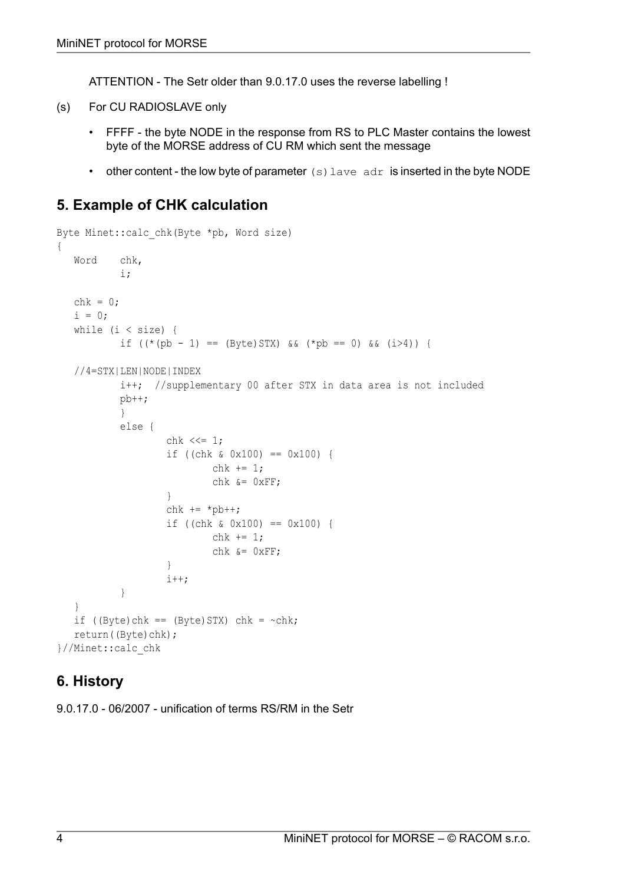ATTENTION - The Setr older than 9.0.17.0 uses the reverse labelling !

(s) For CU RADIOSLAVE only

- FFFF - the byte NODE in the response from RS to PLC Master contains the lowest byte of the MORSE address of CU RM which sent the message
- other content - the low byte of parameter `(s)lave adr` is inserted in the byte NODE

## 5. Example of CHK calculation

```
Byte Minet::calc_chk(Byte *pb, Word size)
{
   Word    chk,
           i;

   chk = 0;
   i = 0;
   while (i < size) {
           if ((*(pb - 1) == (Byte)STX) && (*pb == 0) && (i>4)) {

   //4=STX|LEN|NODE|INDEX
           i++;  //supplementary 00 after STX in data area is not included
           pb++;
           }
           else {
                   chk <<= 1;
                   if ((chk & 0x100) == 0x100) {
                           chk += 1;
                           chk &= 0xFF;
                   }
                   chk += *pb++;
                   if ((chk & 0x100) == 0x100) {
                           chk += 1;
                           chk &= 0xFF;
                   }
                   i++;
           }
   }
   if ((Byte)chk == (Byte)STX) chk = ~chk;
   return((Byte)chk);
}//Minet::calc_chk
```

## 6. History

9.0.17.0 - 06/2007 - unification of terms RS/RM in the Setr